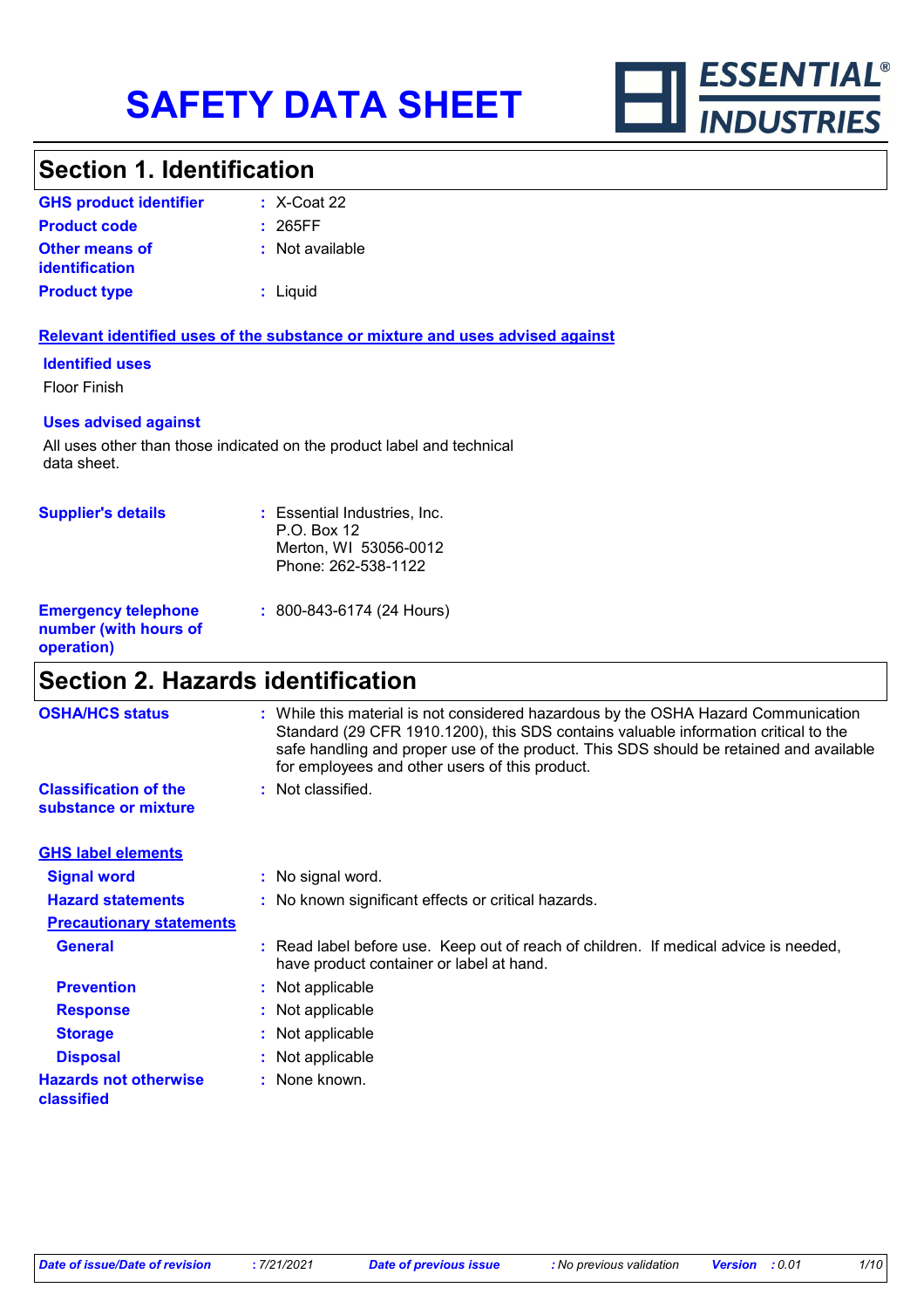# SAFETY DATA SHEET

ESSENTIAL® INDUSTRIES

## Section 1. Identification

| | | |
|---|---|---|
| **GHS product identifier** | : | X-Coat 22 |
| **Product code** | : | 265FF |
| **Other means of identification** | : | Not available |
| **Product type** | : | Liquid |

### Relevant identified uses of the substance or mixture and uses advised against

**Identified uses**

Floor Finish

**Uses advised against**

All uses other than those indicated on the product label and technical data sheet.

| | | |
|---|---|---|
| **Supplier's details** | : | Essential Industries, Inc.<br>P.O. Box 12<br>Merton, WI 53056-0012<br>Phone: 262-538-1122 |
| **Emergency telephone number (with hours of operation)** | : | 800-843-6174 (24 Hours) |

## Section 2. Hazards identification

| | | |
|---|---|---|
| **OSHA/HCS status** | : | While this material is not considered hazardous by the OSHA Hazard Communication Standard (29 CFR 1910.1200), this SDS contains valuable information critical to the safe handling and proper use of the product. This SDS should be retained and available for employees and other users of this product. |
| **Classification of the substance or mixture** | : | Not classified. |

### GHS label elements

| | | |
|---|---|---|
| **Signal word** | : | No signal word. |
| **Hazard statements** | : | No known significant effects or critical hazards. |

**Precautionary statements**

| | | |
|---|---|---|
| **General** | : | Read label before use. Keep out of reach of children. If medical advice is needed, have product container or label at hand. |
| **Prevention** | : | Not applicable |
| **Response** | : | Not applicable |
| **Storage** | : | Not applicable |
| **Disposal** | : | Not applicable |
| **Hazards not otherwise classified** | : | None known. |

*Date of issue/Date of revision* : 7/21/2021 *Date of previous issue* : No previous validation *Version* : 0.01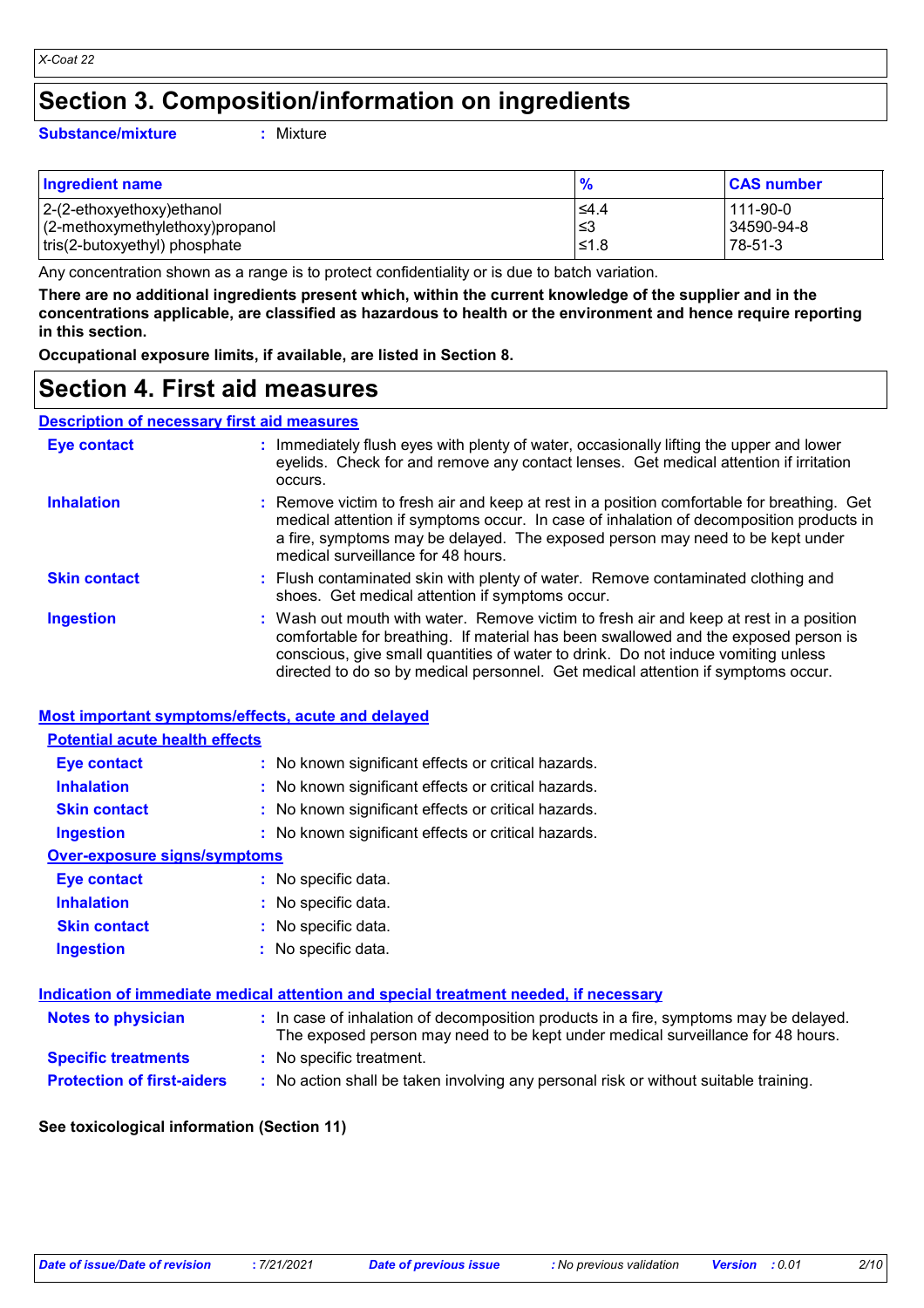# Section 3. Composition/information on ingredients

**Substance/mixture** : Mixture

| Ingredient name | % | CAS number |
|---|---|---|
| 2-(2-ethoxyethoxy)ethanol | ≤4.4 | 111-90-0 |
| (2-methoxymethylethoxy)propanol | ≤3 | 34590-94-8 |
| tris(2-butoxyethyl) phosphate | ≤1.8 | 78-51-3 |

Any concentration shown as a range is to protect confidentiality or is due to batch variation.

**There are no additional ingredients present which, within the current knowledge of the supplier and in the concentrations applicable, are classified as hazardous to health or the environment and hence require reporting in this section.**

**Occupational exposure limits, if available, are listed in Section 8.**

# Section 4. First aid measures

## Description of necessary first aid measures

**Eye contact** : Immediately flush eyes with plenty of water, occasionally lifting the upper and lower eyelids. Check for and remove any contact lenses. Get medical attention if irritation occurs.

**Inhalation** : Remove victim to fresh air and keep at rest in a position comfortable for breathing. Get medical attention if symptoms occur. In case of inhalation of decomposition products in a fire, symptoms may be delayed. The exposed person may need to be kept under medical surveillance for 48 hours.

**Skin contact** : Flush contaminated skin with plenty of water. Remove contaminated clothing and shoes. Get medical attention if symptoms occur.

**Ingestion** : Wash out mouth with water. Remove victim to fresh air and keep at rest in a position comfortable for breathing. If material has been swallowed and the exposed person is conscious, give small quantities of water to drink. Do not induce vomiting unless directed to do so by medical personnel. Get medical attention if symptoms occur.

## Most important symptoms/effects, acute and delayed

### Potential acute health effects

**Eye contact** : No known significant effects or critical hazards.

**Inhalation** : No known significant effects or critical hazards.

**Skin contact** : No known significant effects or critical hazards.

**Ingestion** : No known significant effects or critical hazards.

### Over-exposure signs/symptoms

**Eye contact** : No specific data.

**Inhalation** : No specific data.

**Skin contact** : No specific data.

**Ingestion** : No specific data.

## Indication of immediate medical attention and special treatment needed, if necessary

**Notes to physician** : In case of inhalation of decomposition products in a fire, symptoms may be delayed. The exposed person may need to be kept under medical surveillance for 48 hours.

**Specific treatments** : No specific treatment.

**Protection of first-aiders** : No action shall be taken involving any personal risk or without suitable training.

**See toxicological information (Section 11)**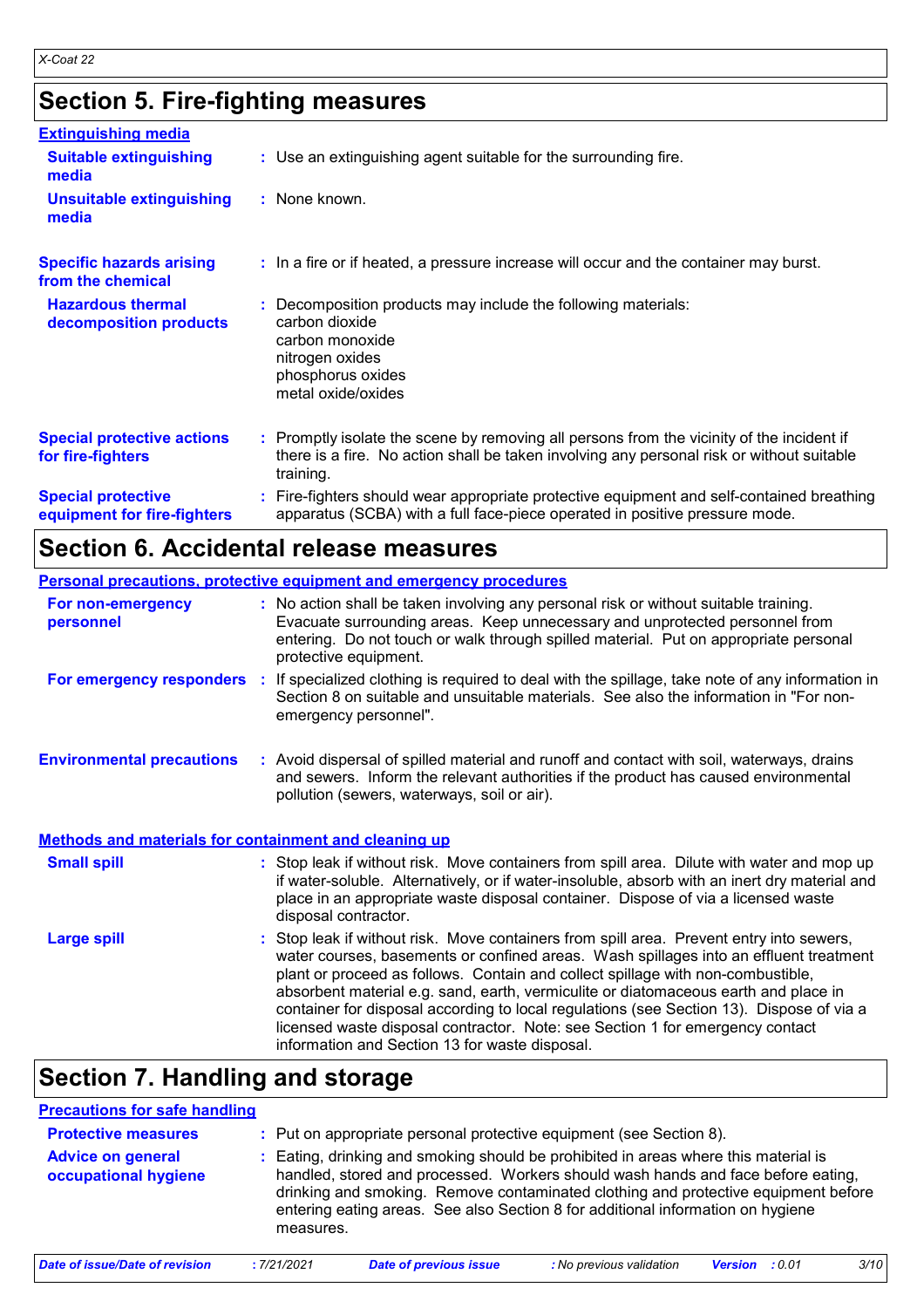# Section 5. Fire-fighting measures

## Extinguishing media

**Suitable extinguishing media** : Use an extinguishing agent suitable for the surrounding fire.

**Unsuitable extinguishing media** : None known.

**Specific hazards arising from the chemical** : In a fire or if heated, a pressure increase will occur and the container may burst.

**Hazardous thermal decomposition products** : Decomposition products may include the following materials:
carbon dioxide
carbon monoxide
nitrogen oxides
phosphorus oxides
metal oxide/oxides

**Special protective actions for fire-fighters** : Promptly isolate the scene by removing all persons from the vicinity of the incident if there is a fire. No action shall be taken involving any personal risk or without suitable training.

**Special protective equipment for fire-fighters** : Fire-fighters should wear appropriate protective equipment and self-contained breathing apparatus (SCBA) with a full face-piece operated in positive pressure mode.

# Section 6. Accidental release measures

## Personal precautions, protective equipment and emergency procedures

**For non-emergency personnel** : No action shall be taken involving any personal risk or without suitable training. Evacuate surrounding areas. Keep unnecessary and unprotected personnel from entering. Do not touch or walk through spilled material. Put on appropriate personal protective equipment.

**For emergency responders** : If specialized clothing is required to deal with the spillage, take note of any information in Section 8 on suitable and unsuitable materials. See also the information in "For non-emergency personnel".

**Environmental precautions** : Avoid dispersal of spilled material and runoff and contact with soil, waterways, drains and sewers. Inform the relevant authorities if the product has caused environmental pollution (sewers, waterways, soil or air).

## Methods and materials for containment and cleaning up

**Small spill** : Stop leak if without risk. Move containers from spill area. Dilute with water and mop up if water-soluble. Alternatively, or if water-insoluble, absorb with an inert dry material and place in an appropriate waste disposal container. Dispose of via a licensed waste disposal contractor.

**Large spill** : Stop leak if without risk. Move containers from spill area. Prevent entry into sewers, water courses, basements or confined areas. Wash spillages into an effluent treatment plant or proceed as follows. Contain and collect spillage with non-combustible, absorbent material e.g. sand, earth, vermiculite or diatomaceous earth and place in container for disposal according to local regulations (see Section 13). Dispose of via a licensed waste disposal contractor. Note: see Section 1 for emergency contact information and Section 13 for waste disposal.

# Section 7. Handling and storage

## Precautions for safe handling

**Protective measures** : Put on appropriate personal protective equipment (see Section 8).

**Advice on general occupational hygiene** : Eating, drinking and smoking should be prohibited in areas where this material is handled, stored and processed. Workers should wash hands and face before eating, drinking and smoking. Remove contaminated clothing and protective equipment before entering eating areas. See also Section 8 for additional information on hygiene measures.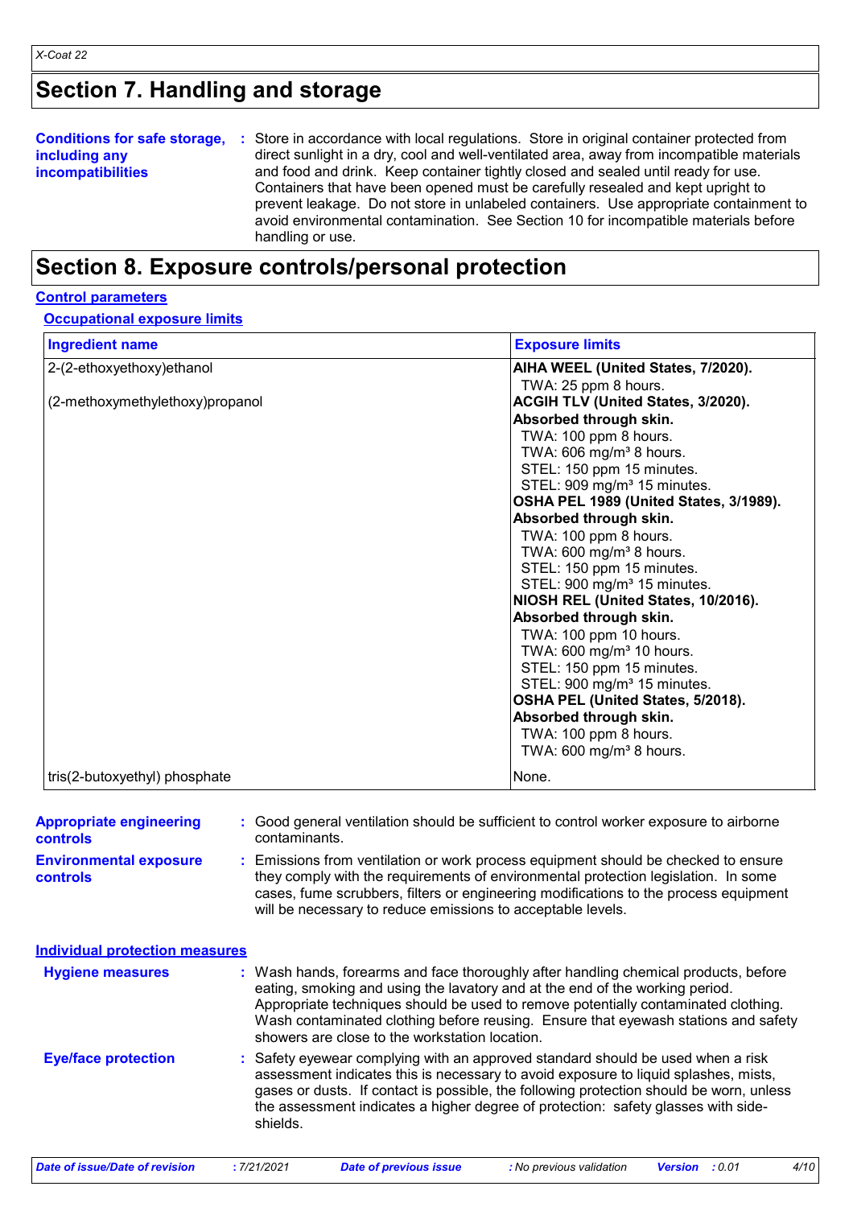## Section 7. Handling and storage

**Conditions for safe storage, including any incompatibilities** : Store in accordance with local regulations. Store in original container protected from direct sunlight in a dry, cool and well-ventilated area, away from incompatible materials and food and drink. Keep container tightly closed and sealed until ready for use. Containers that have been opened must be carefully resealed and kept upright to prevent leakage. Do not store in unlabeled containers. Use appropriate containment to avoid environmental contamination. See Section 10 for incompatible materials before handling or use.

## Section 8. Exposure controls/personal protection

### Control parameters

#### Occupational exposure limits

| Ingredient name | Exposure limits |
|---|---|
| 2-(2-ethoxyethoxy)ethanol | **AIHA WEEL (United States, 7/2020).**<br>TWA: 25 ppm 8 hours. |
| (2-methoxymethylethoxy)propanol | **ACGIH TLV (United States, 3/2020).**<br>**Absorbed through skin.**<br>TWA: 100 ppm 8 hours.<br>TWA: 606 mg/m³ 8 hours.<br>STEL: 150 ppm 15 minutes.<br>STEL: 909 mg/m³ 15 minutes.<br>**OSHA PEL 1989 (United States, 3/1989).**<br>**Absorbed through skin.**<br>TWA: 100 ppm 8 hours.<br>TWA: 600 mg/m³ 8 hours.<br>STEL: 150 ppm 15 minutes.<br>STEL: 900 mg/m³ 15 minutes.<br>**NIOSH REL (United States, 10/2016).**<br>**Absorbed through skin.**<br>TWA: 100 ppm 10 hours.<br>TWA: 600 mg/m³ 10 hours.<br>STEL: 150 ppm 15 minutes.<br>STEL: 900 mg/m³ 15 minutes.<br>**OSHA PEL (United States, 5/2018).**<br>**Absorbed through skin.**<br>TWA: 100 ppm 8 hours.<br>TWA: 600 mg/m³ 8 hours. |
| tris(2-butoxyethyl) phosphate | None. |

**Appropriate engineering controls** : Good general ventilation should be sufficient to control worker exposure to airborne contaminants.

**Environmental exposure controls** : Emissions from ventilation or work process equipment should be checked to ensure they comply with the requirements of environmental protection legislation. In some cases, fume scrubbers, filters or engineering modifications to the process equipment will be necessary to reduce emissions to acceptable levels.

### Individual protection measures

**Hygiene measures** : Wash hands, forearms and face thoroughly after handling chemical products, before eating, smoking and using the lavatory and at the end of the working period. Appropriate techniques should be used to remove potentially contaminated clothing. Wash contaminated clothing before reusing. Ensure that eyewash stations and safety showers are close to the workstation location.

**Eye/face protection** : Safety eyewear complying with an approved standard should be used when a risk assessment indicates this is necessary to avoid exposure to liquid splashes, mists, gases or dusts. If contact is possible, the following protection should be worn, unless the assessment indicates a higher degree of protection: safety glasses with side-shields.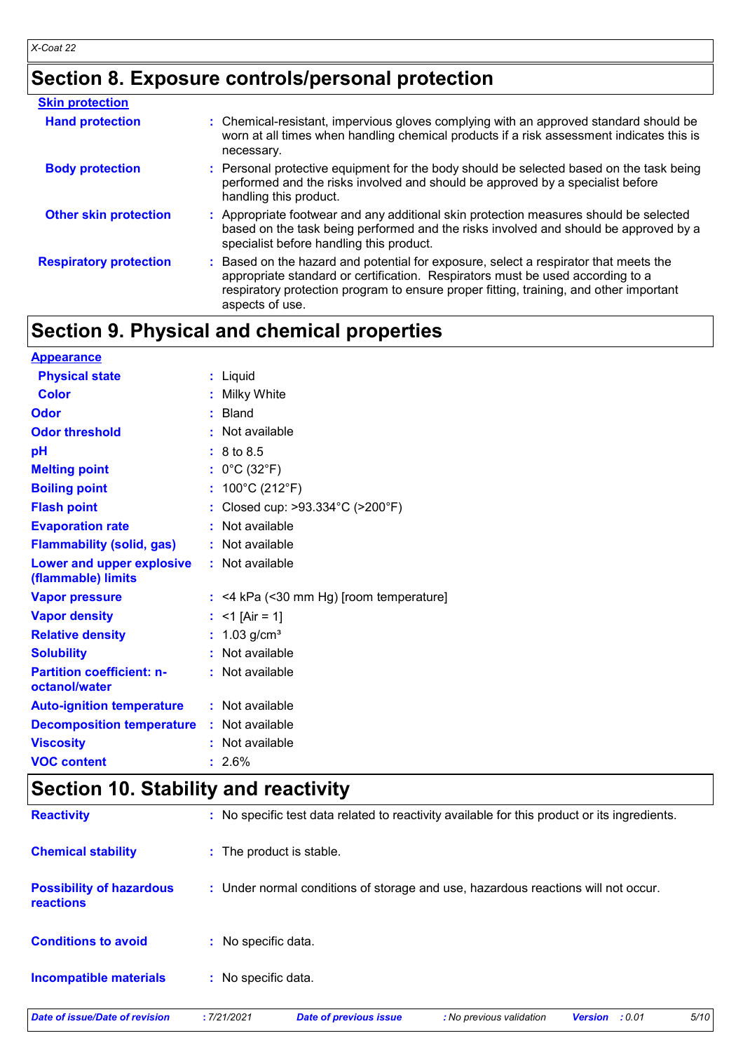## Section 8. Exposure controls/personal protection

**Skin protection**

| | |
|---|---|
| **Hand protection** | : Chemical-resistant, impervious gloves complying with an approved standard should be worn at all times when handling chemical products if a risk assessment indicates this is necessary. |
| **Body protection** | : Personal protective equipment for the body should be selected based on the task being performed and the risks involved and should be approved by a specialist before handling this product. |
| **Other skin protection** | : Appropriate footwear and any additional skin protection measures should be selected based on the task being performed and the risks involved and should be approved by a specialist before handling this product. |
| **Respiratory protection** | : Based on the hazard and potential for exposure, select a respirator that meets the appropriate standard or certification. Respirators must be used according to a respiratory protection program to ensure proper fitting, training, and other important aspects of use. |

## Section 9. Physical and chemical properties

**Appearance**

| | |
|---|---|
| **Physical state** | : Liquid |
| **Color** | : Milky White |
| **Odor** | : Bland |
| **Odor threshold** | : Not available |
| **pH** | : 8 to 8.5 |
| **Melting point** | : 0°C (32°F) |
| **Boiling point** | : 100°C (212°F) |
| **Flash point** | : Closed cup: >93.334°C (>200°F) |
| **Evaporation rate** | : Not available |
| **Flammability (solid, gas)** | : Not available |
| **Lower and upper explosive (flammable) limits** | : Not available |
| **Vapor pressure** | : <4 kPa (<30 mm Hg) [room temperature] |
| **Vapor density** | : <1 [Air = 1] |
| **Relative density** | : 1.03 g/cm³ |
| **Solubility** | : Not available |
| **Partition coefficient: n-octanol/water** | : Not available |
| **Auto-ignition temperature** | : Not available |
| **Decomposition temperature** | : Not available |
| **Viscosity** | : Not available |
| **VOC content** | : 2.6% |

## Section 10. Stability and reactivity

| | |
|---|---|
| **Reactivity** | : No specific test data related to reactivity available for this product or its ingredients. |
| **Chemical stability** | : The product is stable. |
| **Possibility of hazardous reactions** | : Under normal conditions of storage and use, hazardous reactions will not occur. |
| **Conditions to avoid** | : No specific data. |
| **Incompatible materials** | : No specific data. |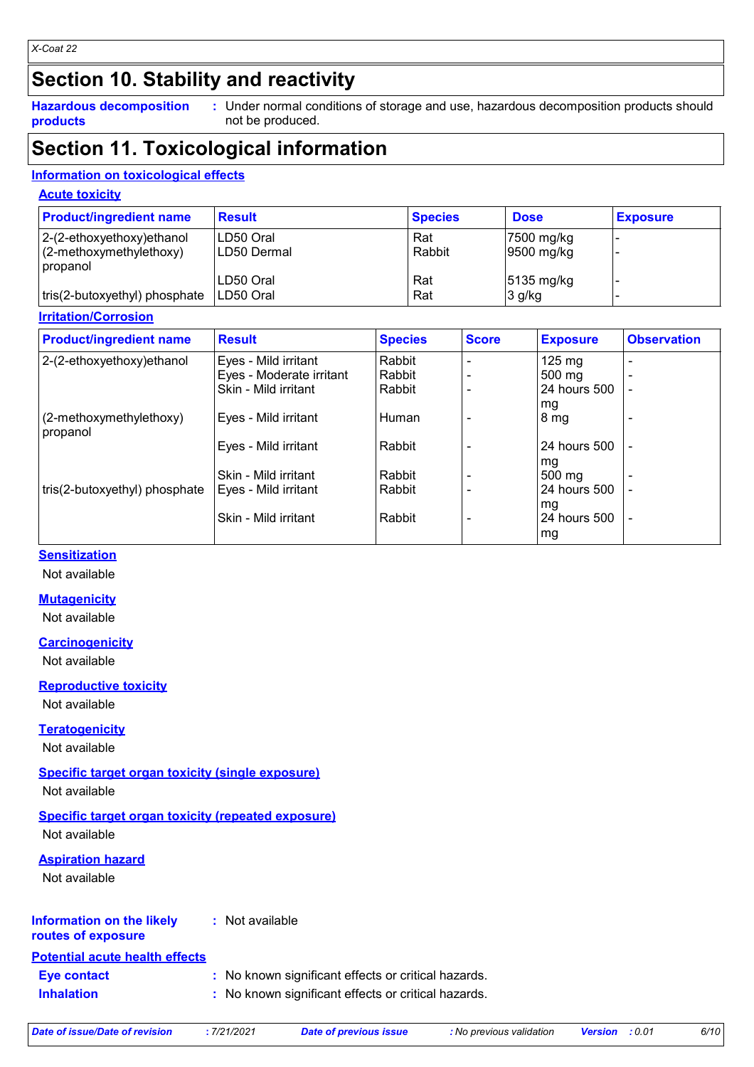## Section 10. Stability and reactivity

**Hazardous decomposition products** : Under normal conditions of storage and use, hazardous decomposition products should not be produced.

## Section 11. Toxicological information

### Information on toxicological effects

#### Acute toxicity

| Product/ingredient name | Result | Species | Dose | Exposure |
|---|---|---|---|---|
| 2-(2-ethoxyethoxy)ethanol | LD50 Oral | Rat | 7500 mg/kg | - |
| | LD50 Dermal | Rabbit | 9500 mg/kg | - |
| (2-methoxymethylethoxy) propanol | LD50 Oral | Rat | 5135 mg/kg | - |
| tris(2-butoxyethyl) phosphate | LD50 Oral | Rat | 3 g/kg | - |

#### Irritation/Corrosion

| Product/ingredient name | Result | Species | Score | Exposure | Observation |
|---|---|---|---|---|---|
| 2-(2-ethoxyethoxy)ethanol | Eyes - Mild irritant | Rabbit | - | 125 mg | - |
| | Eyes - Moderate irritant | Rabbit | - | 500 mg | - |
| | Skin - Mild irritant | Rabbit | - | 24 hours 500 mg | - |
| (2-methoxymethylethoxy) propanol | Eyes - Mild irritant | Human | - | 8 mg | - |
| | Eyes - Mild irritant | Rabbit | - | 24 hours 500 mg | - |
| | Skin - Mild irritant | Rabbit | - | 500 mg | - |
| tris(2-butoxyethyl) phosphate | Eyes - Mild irritant | Rabbit | - | 24 hours 500 mg | - |
| | Skin - Mild irritant | Rabbit | - | 24 hours 500 mg | - |

#### Sensitization

Not available

#### Mutagenicity

Not available

#### Carcinogenicity

Not available

#### Reproductive toxicity

Not available

#### Teratogenicity

Not available

#### Specific target organ toxicity (single exposure)

Not available

#### Specific target organ toxicity (repeated exposure)

Not available

#### Aspiration hazard

Not available

**Information on the likely routes of exposure** : Not available

### Potential acute health effects

**Eye contact** : No known significant effects or critical hazards.

**Inhalation** : No known significant effects or critical hazards.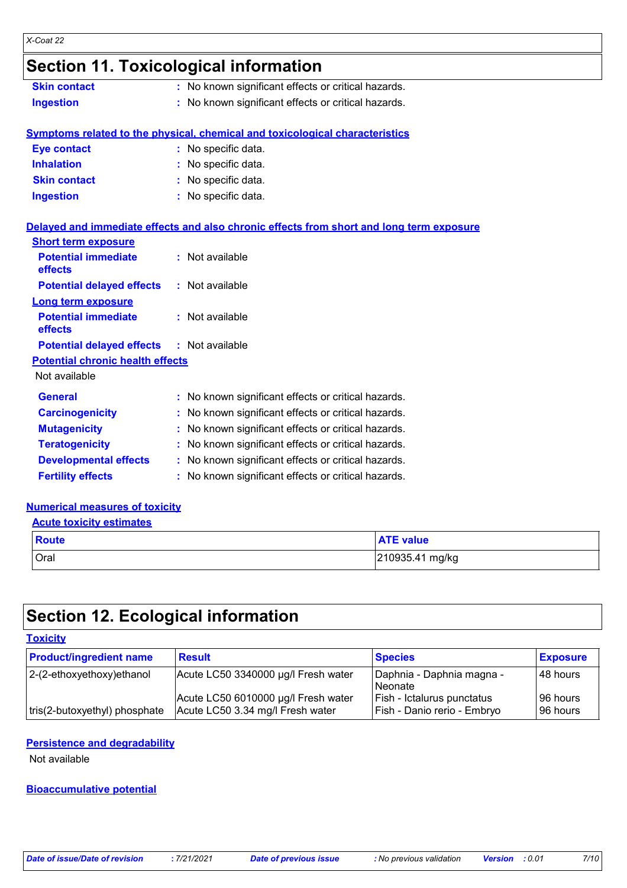## Section 11. Toxicological information

**Skin contact** : No known significant effects or critical hazards.

**Ingestion** : No known significant effects or critical hazards.

**Symptoms related to the physical, chemical and toxicological characteristics**

**Eye contact** : No specific data.

**Inhalation** : No specific data.

**Skin contact** : No specific data.

**Ingestion** : No specific data.

**Delayed and immediate effects and also chronic effects from short and long term exposure**

**Short term exposure**

**Potential immediate effects** : Not available

**Potential delayed effects** : Not available

**Long term exposure**

**Potential immediate effects** : Not available

**Potential delayed effects** : Not available

**Potential chronic health effects**

Not available

**General** : No known significant effects or critical hazards.

**Carcinogenicity** : No known significant effects or critical hazards.

**Mutagenicity** : No known significant effects or critical hazards.

**Teratogenicity** : No known significant effects or critical hazards.

**Developmental effects** : No known significant effects or critical hazards.

**Fertility effects** : No known significant effects or critical hazards.

**Numerical measures of toxicity**

**Acute toxicity estimates**

| Route | ATE value |
|---|---|
| Oral | 210935.41 mg/kg |

## Section 12. Ecological information

**Toxicity**

| Product/ingredient name | Result | Species | Exposure |
|---|---|---|---|
| 2-(2-ethoxyethoxy)ethanol | Acute LC50 3340000 µg/l Fresh water | Daphnia - Daphnia magna - Neonate | 48 hours |
| | Acute LC50 6010000 µg/l Fresh water | Fish - Ictalurus punctatus | 96 hours |
| tris(2-butoxyethyl) phosphate | Acute LC50 3.34 mg/l Fresh water | Fish - Danio rerio - Embryo | 96 hours |

**Persistence and degradability**

Not available

**Bioaccumulative potential**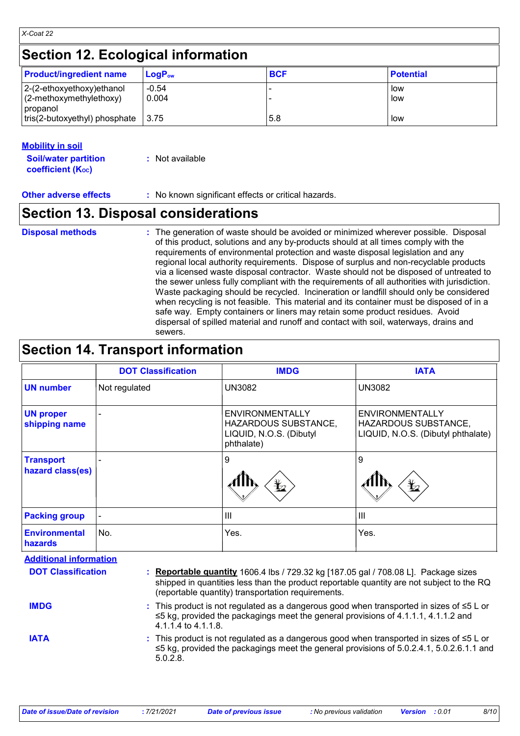## Section 12. Ecological information

| Product/ingredient name | $LogP_{ow}$ | BCF | Potential |
|---|---|---|---|
| 2-(2-ethoxyethoxy)ethanol | -0.54 | - | low |
| (2-methoxymethylethoxy) propanol | 0.004 | - | low |
| tris(2-butoxyethyl) phosphate | 3.75 | 5.8 | low |

### Mobility in soil

**Soil/water partition coefficient ($K_{OC}$)** : Not available

**Other adverse effects** : No known significant effects or critical hazards.

## Section 13. Disposal considerations

**Disposal methods** : The generation of waste should be avoided or minimized wherever possible. Disposal of this product, solutions and any by-products should at all times comply with the requirements of environmental protection and waste disposal legislation and any regional local authority requirements. Dispose of surplus and non-recyclable products via a licensed waste disposal contractor. Waste should not be disposed of untreated to the sewer unless fully compliant with the requirements of all authorities with jurisdiction. Waste packaging should be recycled. Incineration or landfill should only be considered when recycling is not feasible. This material and its container must be disposed of in a safe way. Empty containers or liners may retain some product residues. Avoid dispersal of spilled material and runoff and contact with soil, waterways, drains and sewers.

## Section 14. Transport information

| | DOT Classification | IMDG | IATA |
|---|---|---|---|
| UN number | Not regulated | UN3082 | UN3082 |
| UN proper shipping name | - | ENVIRONMENTALLY HAZARDOUS SUBSTANCE, LIQUID, N.O.S. (Dibutyl phthalate) | ENVIRONMENTALLY HAZARDOUS SUBSTANCE, LIQUID, N.O.S. (Dibutyl phthalate) |
| Transport hazard class(es) | - | 9 | 9 |
| Packing group | - | III | III |
| Environmental hazards | No. | Yes. | Yes. |

### Additional information

**DOT Classification** : **Reportable quantity** 1606.4 lbs / 729.32 kg [187.05 gal / 708.08 L]. Package sizes shipped in quantities less than the product reportable quantity are not subject to the RQ (reportable quantity) transportation requirements.

**IMDG** : This product is not regulated as a dangerous good when transported in sizes of ≤5 L or ≤5 kg, provided the packagings meet the general provisions of 4.1.1.1, 4.1.1.2 and 4.1.1.4 to 4.1.1.8.

**IATA** : This product is not regulated as a dangerous good when transported in sizes of ≤5 L or ≤5 kg, provided the packagings meet the general provisions of 5.0.2.4.1, 5.0.2.6.1.1 and 5.0.2.8.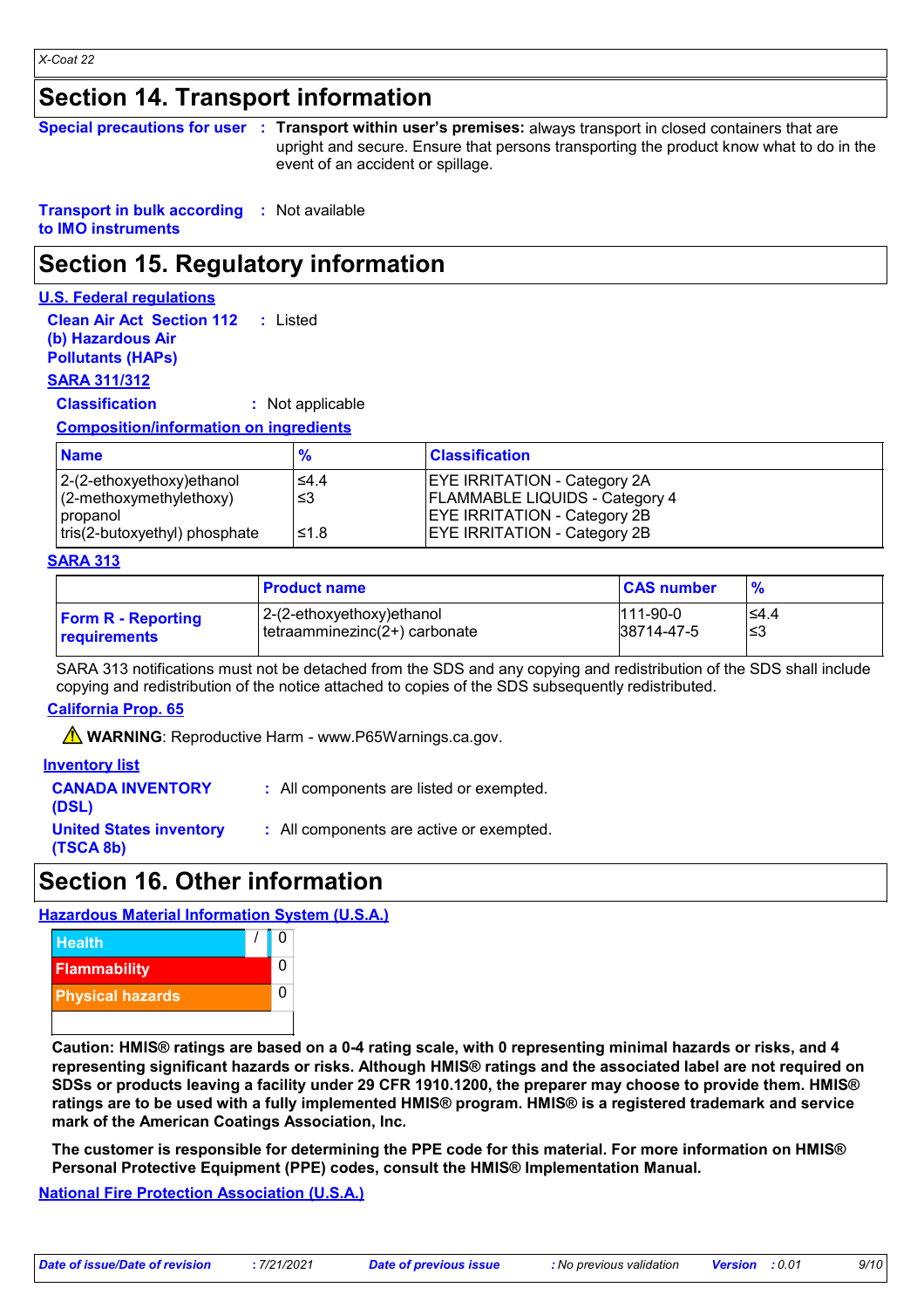## Section 14. Transport information

**Special precautions for user** : **Transport within user's premises:** always transport in closed containers that are upright and secure. Ensure that persons transporting the product know what to do in the event of an accident or spillage.

**Transport in bulk according to IMO instruments** : Not available

## Section 15. Regulatory information

**U.S. Federal regulations**

**Clean Air Act Section 112 (b) Hazardous Air Pollutants (HAPs)** : Listed

**SARA 311/312**

**Classification** : Not applicable

**Composition/information on ingredients**

| Name | % | Classification |
|---|---|---|
| 2-(2-ethoxyethoxy)ethanol | ≤4.4 | EYE IRRITATION - Category 2A |
| (2-methoxymethylethoxy) propanol | ≤3 | FLAMMABLE LIQUIDS - Category 4<br>EYE IRRITATION - Category 2B |
| tris(2-butoxyethyl) phosphate | ≤1.8 | EYE IRRITATION - Category 2B |

**SARA 313**

| | Product name | CAS number | % |
|---|---|---|---|
| **Form R - Reporting requirements** | 2-(2-ethoxyethoxy)ethanol<br>tetraamminezinc(2+) carbonate | 111-90-0<br>38714-47-5 | ≤4.4<br>≤3 |

SARA 313 notifications must not be detached from the SDS and any copying and redistribution of the SDS shall include copying and redistribution of the notice attached to copies of the SDS subsequently redistributed.

**California Prop. 65**

⚠ **WARNING**: Reproductive Harm - www.P65Warnings.ca.gov.

**Inventory list**

**CANADA INVENTORY (DSL)** : All components are listed or exempted.

**United States inventory (TSCA 8b)** : All components are active or exempted.

## Section 16. Other information

**Hazardous Material Information System (U.S.A.)**

| | |
|---|---|
| Health | / 0 |
| Flammability | 0 |
| Physical hazards | 0 |

**Caution: HMIS® ratings are based on a 0-4 rating scale, with 0 representing minimal hazards or risks, and 4 representing significant hazards or risks. Although HMIS® ratings and the associated label are not required on SDSs or products leaving a facility under 29 CFR 1910.1200, the preparer may choose to provide them. HMIS® ratings are to be used with a fully implemented HMIS® program. HMIS® is a registered trademark and service mark of the American Coatings Association, Inc.**

**The customer is responsible for determining the PPE code for this material. For more information on HMIS® Personal Protective Equipment (PPE) codes, consult the HMIS® Implementation Manual.**

**National Fire Protection Association (U.S.A.)**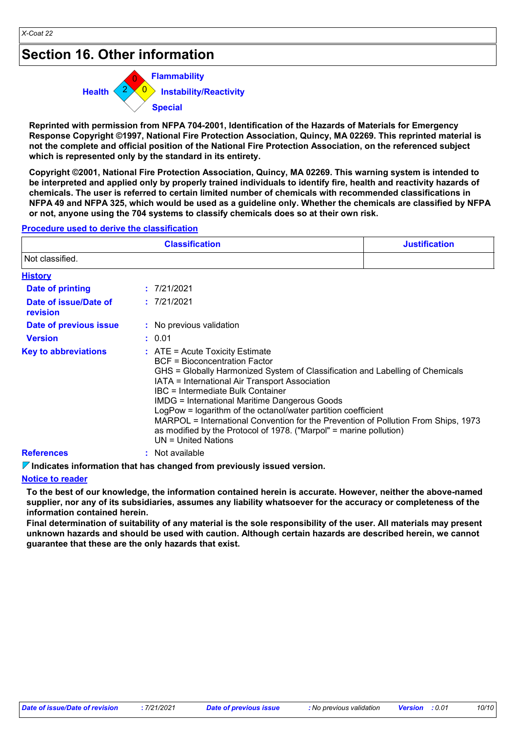# Section 16. Other information

Flammability: 0
Health: 2
Instability/Reactivity: 0
Special

**Reprinted with permission from NFPA 704-2001, Identification of the Hazards of Materials for Emergency Response Copyright ©1997, National Fire Protection Association, Quincy, MA 02269. This reprinted material is not the complete and official position of the National Fire Protection Association, on the referenced subject which is represented only by the standard in its entirety.**

**Copyright ©2001, National Fire Protection Association, Quincy, MA 02269. This warning system is intended to be interpreted and applied only by properly trained individuals to identify fire, health and reactivity hazards of chemicals. The user is referred to certain limited number of chemicals with recommended classifications in NFPA 49 and NFPA 325, which would be used as a guideline only. Whether the chemicals are classified by NFPA or not, anyone using the 704 systems to classify chemicals does so at their own risk.**

**Procedure used to derive the classification**

| Classification | Justification |
|---|---|
| Not classified. | |

**History**

**Date of printing** : 7/21/2021

**Date of issue/Date of revision** : 7/21/2021

**Date of previous issue** : No previous validation

**Version** : 0.01

**Key to abbreviations** :
ATE = Acute Toxicity Estimate
BCF = Bioconcentration Factor
GHS = Globally Harmonized System of Classification and Labelling of Chemicals
IATA = International Air Transport Association
IBC = Intermediate Bulk Container
IMDG = International Maritime Dangerous Goods
LogPow = logarithm of the octanol/water partition coefficient
MARPOL = International Convention for the Prevention of Pollution From Ships, 1973 as modified by the Protocol of 1978. ("Marpol" = marine pollution)
UN = United Nations

**References** : Not available

**Indicates information that has changed from previously issued version.**

**Notice to reader**

**To the best of our knowledge, the information contained herein is accurate. However, neither the above-named supplier, nor any of its subsidiaries, assumes any liability whatsoever for the accuracy or completeness of the information contained herein.**

**Final determination of suitability of any material is the sole responsibility of the user. All materials may present unknown hazards and should be used with caution. Although certain hazards are described herein, we cannot guarantee that these are the only hazards that exist.**